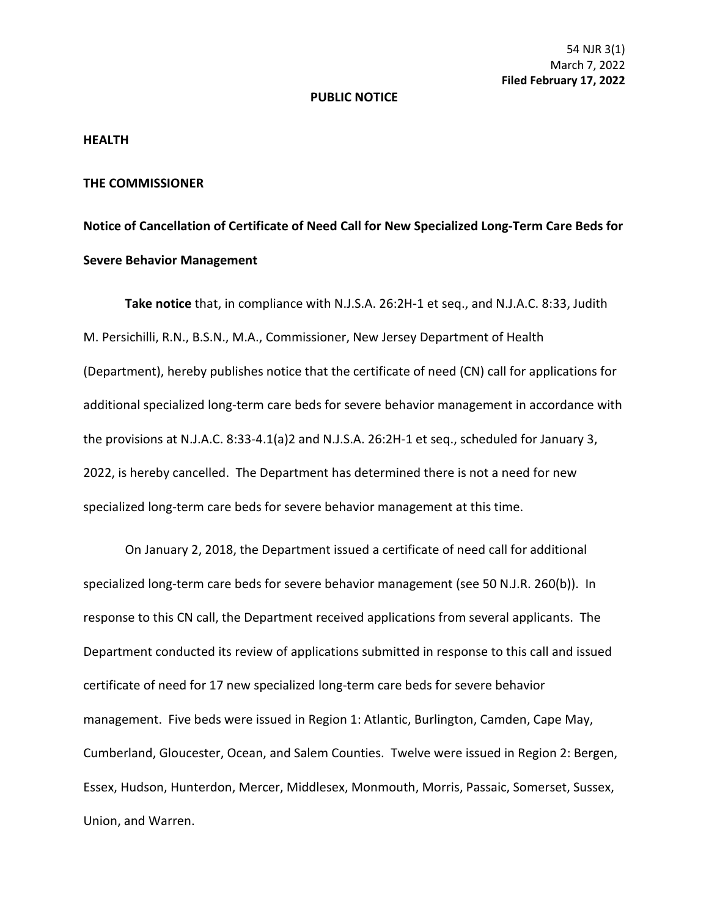54 NJR 3(1)
March 7, 2022
**Filed February 17, 2022**

**PUBLIC NOTICE**

**HEALTH**

**THE COMMISSIONER**

**Notice of Cancellation of Certificate of Need Call for New Specialized Long-Term Care Beds for Severe Behavior Management**

**Take notice** that, in compliance with N.J.S.A. 26:2H-1 et seq., and N.J.A.C. 8:33, Judith M. Persichilli, R.N., B.S.N., M.A., Commissioner, New Jersey Department of Health (Department), hereby publishes notice that the certificate of need (CN) call for applications for additional specialized long-term care beds for severe behavior management in accordance with the provisions at N.J.A.C. 8:33-4.1(a)2 and N.J.S.A. 26:2H-1 et seq., scheduled for January 3, 2022, is hereby cancelled. The Department has determined there is not a need for new specialized long-term care beds for severe behavior management at this time.

On January 2, 2018, the Department issued a certificate of need call for additional specialized long-term care beds for severe behavior management (see 50 N.J.R. 260(b)). In response to this CN call, the Department received applications from several applicants. The Department conducted its review of applications submitted in response to this call and issued certificate of need for 17 new specialized long-term care beds for severe behavior management. Five beds were issued in Region 1: Atlantic, Burlington, Camden, Cape May, Cumberland, Gloucester, Ocean, and Salem Counties. Twelve were issued in Region 2: Bergen, Essex, Hudson, Hunterdon, Mercer, Middlesex, Monmouth, Morris, Passaic, Somerset, Sussex, Union, and Warren.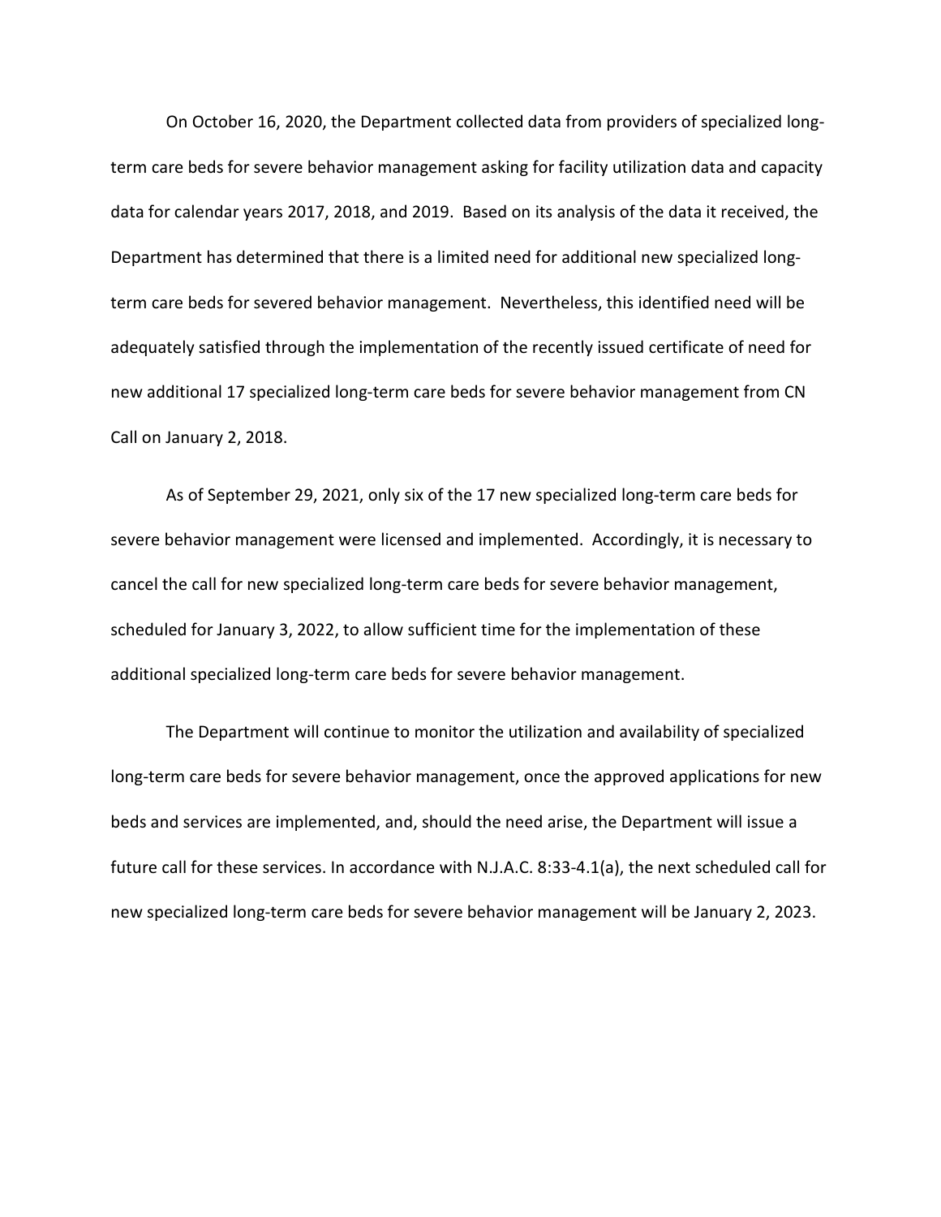On October 16, 2020, the Department collected data from providers of specialized long-term care beds for severe behavior management asking for facility utilization data and capacity data for calendar years 2017, 2018, and 2019. Based on its analysis of the data it received, the Department has determined that there is a limited need for additional new specialized long-term care beds for severed behavior management. Nevertheless, this identified need will be adequately satisfied through the implementation of the recently issued certificate of need for new additional 17 specialized long-term care beds for severe behavior management from CN Call on January 2, 2018.

As of September 29, 2021, only six of the 17 new specialized long-term care beds for severe behavior management were licensed and implemented. Accordingly, it is necessary to cancel the call for new specialized long-term care beds for severe behavior management, scheduled for January 3, 2022, to allow sufficient time for the implementation of these additional specialized long-term care beds for severe behavior management.

The Department will continue to monitor the utilization and availability of specialized long-term care beds for severe behavior management, once the approved applications for new beds and services are implemented, and, should the need arise, the Department will issue a future call for these services. In accordance with N.J.A.C. 8:33-4.1(a), the next scheduled call for new specialized long-term care beds for severe behavior management will be January 2, 2023.